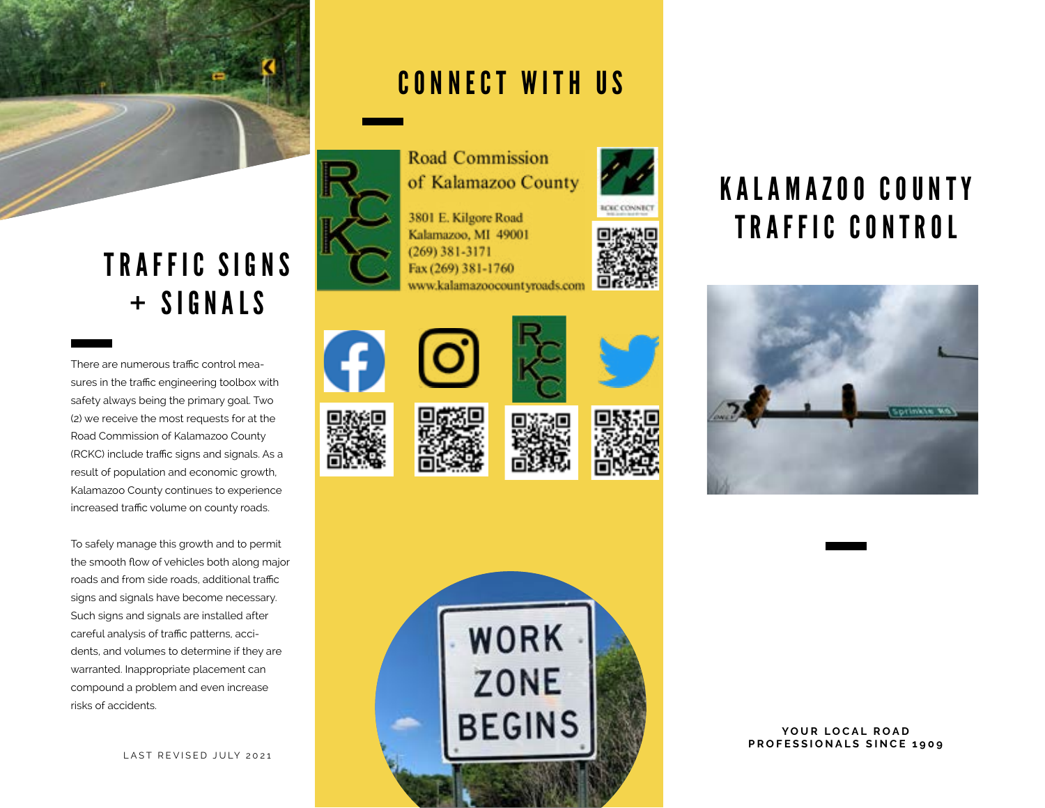## TRAFFIC SIGNS + SIGNALS

There are numerous traffic control measures in the traffic engineering toolbox with safety always being the primary goal. Two (2) we receive the most requests for at the Road Commission of Kalamazoo County (RCKC) include traffic signs and signals. As a result of population and economic growth, Kalamazoo County continues to experience increased traffic volume on county roads.

To safely manage this growth and to permit the smooth flow of vehicles both along major roads and from side roads, additional traffic signs and signals have become necessary. Such signs and signals are installed after careful analysis of traffic patterns, accidents, and volumes to determine if they are warranted. Inappropriate placement can compound a problem and even increase risks of accidents.

LAST REVISED JULY 2021

## CONNECT WITH US

Road Commission of Kalamazoo County

3801 E. Kilgore Road
Kalamazoo, MI 49001
(269) 381-3171
Fax (269) 381-1760
www.kalamazoocountyroads.com

RCKC CONNECT

# KALAMAZOO COUNTY TRAFFIC CONTROL

**YOUR LOCAL ROAD PROFESSIONALS SINCE 1909**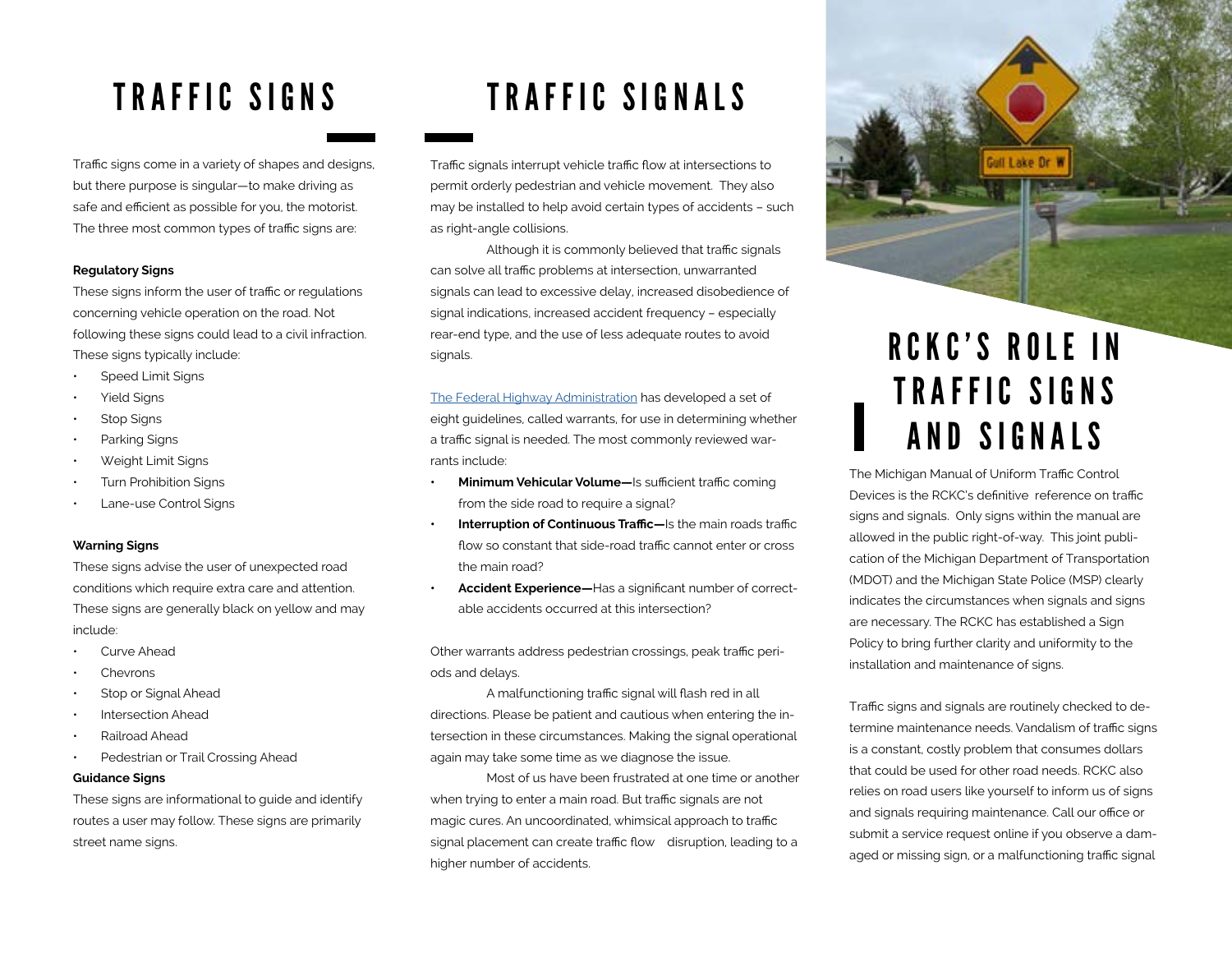# TRAFFIC SIGNS

Traffic signs come in a variety of shapes and designs, but there purpose is singular—to make driving as safe and efficient as possible for you, the motorist. The three most common types of traffic signs are:

**Regulatory Signs**

These signs inform the user of traffic or regulations concerning vehicle operation on the road. Not following these signs could lead to a civil infraction. These signs typically include:

- Speed Limit Signs
- Yield Signs
- Stop Signs
- Parking Signs
- Weight Limit Signs
- Turn Prohibition Signs
- Lane-use Control Signs

**Warning Signs**

These signs advise the user of unexpected road conditions which require extra care and attention. These signs are generally black on yellow and may include:

- Curve Ahead
- Chevrons
- Stop or Signal Ahead
- Intersection Ahead
- Railroad Ahead
- Pedestrian or Trail Crossing Ahead

**Guidance Signs**

These signs are informational to guide and identify routes a user may follow. These signs are primarily street name signs.

# TRAFFIC SIGNALS

Traffic signals interrupt vehicle traffic flow at intersections to permit orderly pedestrian and vehicle movement. They also may be installed to help avoid certain types of accidents – such as right-angle collisions.

Although it is commonly believed that traffic signals can solve all traffic problems at intersection, unwarranted signals can lead to excessive delay, increased disobedience of signal indications, increased accident frequency – especially rear-end type, and the use of less adequate routes to avoid signals.

The Federal Highway Administration has developed a set of eight guidelines, called warrants, for use in determining whether a traffic signal is needed. The most commonly reviewed warrants include:

- **Minimum Vehicular Volume—**Is sufficient traffic coming from the side road to require a signal?
- **Interruption of Continuous Traffic—**Is the main roads traffic flow so constant that side-road traffic cannot enter or cross the main road?
- **Accident Experience—**Has a significant number of correctable accidents occurred at this intersection?

Other warrants address pedestrian crossings, peak traffic periods and delays.

A malfunctioning traffic signal will flash red in all directions. Please be patient and cautious when entering the intersection in these circumstances. Making the signal operational again may take some time as we diagnose the issue.

Most of us have been frustrated at one time or another when trying to enter a main road. But traffic signals are not magic cures. An uncoordinated, whimsical approach to traffic signal placement can create traffic flow disruption, leading to a higher number of accidents.

# RCKC'S ROLE IN TRAFFIC SIGNS AND SIGNALS

The Michigan Manual of Uniform Traffic Control Devices is the RCKC's definitive reference on traffic signs and signals. Only signs within the manual are allowed in the public right-of-way. This joint publication of the Michigan Department of Transportation (MDOT) and the Michigan State Police (MSP) clearly indicates the circumstances when signals and signs are necessary. The RCKC has established a Sign Policy to bring further clarity and uniformity to the installation and maintenance of signs.

Traffic signs and signals are routinely checked to determine maintenance needs. Vandalism of traffic signs is a constant, costly problem that consumes dollars that could be used for other road needs. RCKC also relies on road users like yourself to inform us of signs and signals requiring maintenance. Call our office or submit a service request online if you observe a damaged or missing sign, or a malfunctioning traffic signal